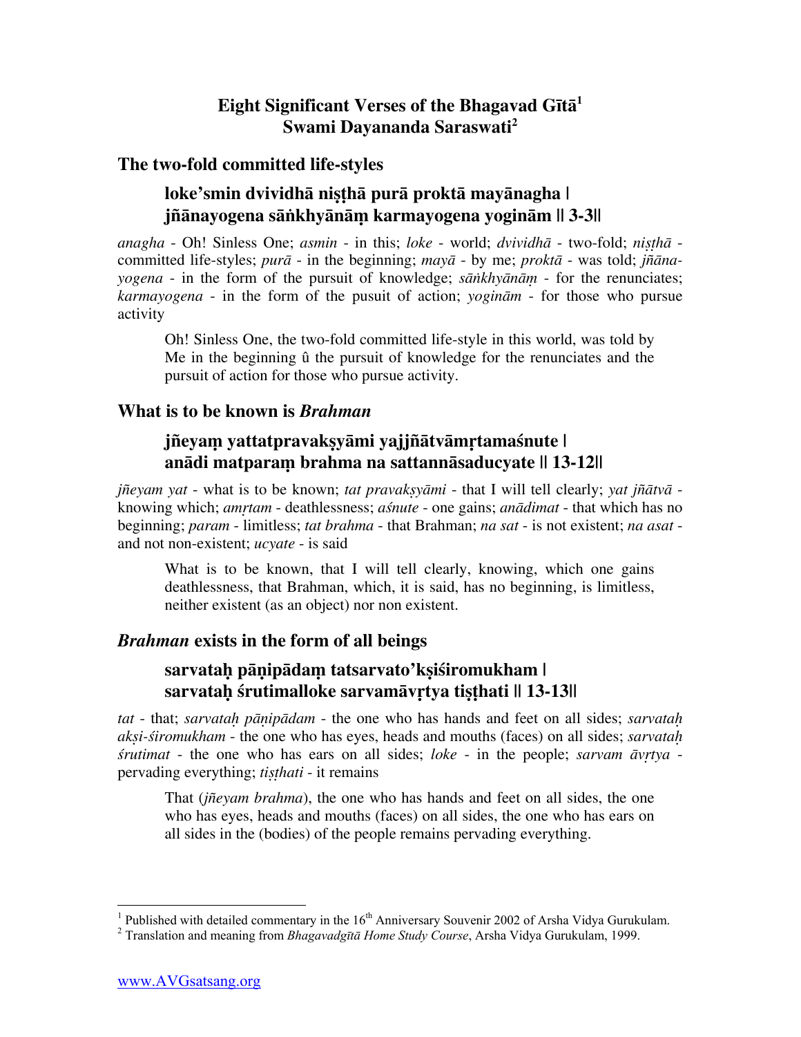# Eight Significant Verses of the Bhagavad Gītā[1]
# Swami Dayananda Saraswati[2]

## The two-fold committed life-styles

### loke'smin dvividhā niṣṭhā purā proktā mayānagha |
### jñānayogena sāṅkhyānāṃ karmayogena yoginām || 3-3||

*anagha* - Oh! Sinless One; *asmin* - in this; *loke* - world; *dvividhā* - two-fold; *niṣṭhā* - committed life-styles; *purā* - in the beginning; *mayā* - by me; *proktā* - was told; *jñāna-yogena* - in the form of the pursuit of knowledge; *sāṅkhyānāṃ* - for the renunciates; *karmayogena* - in the form of the pusuit of action; *yoginām* - for those who pursue activity

> Oh! Sinless One, the two-fold committed life-style in this world, was told by Me in the beginning û the pursuit of knowledge for the renunciates and the pursuit of action for those who pursue activity.

## What is to be known is *Brahman*

### jñeyaṃ yattatpravakṣyāmi yajjñātvāmṛtamaśnute |
### anādi matparaṃ brahma na sattannāsaducyate || 13-12||

*jñeyam yat* - what is to be known; *tat pravakṣyāmi* - that I will tell clearly; *yat jñātvā* - knowing which; *amṛtam* - deathlessness; *aśnute* - one gains; *anādimat* - that which has no beginning; *param* - limitless; *tat brahma* - that Brahman; *na sat* - is not existent; *na asat* - and not non-existent; *ucyate* - is said

> What is to be known, that I will tell clearly, knowing, which one gains deathlessness, that Brahman, which, it is said, has no beginning, is limitless, neither existent (as an object) nor non existent.

## *Brahman* exists in the form of all beings

### sarvataḥ pāṇipādaṃ tatsarvato'kṣiśiromukham |
### sarvataḥ śrutimalloke sarvamāvṛtya tiṣṭhati || 13-13||

*tat* - that; *sarvataḥ pāṇipādam* - the one who has hands and feet on all sides; *sarvataḥ akṣi-śiromukham* - the one who has eyes, heads and mouths (faces) on all sides; *sarvataḥ śrutimat* - the one who has ears on all sides; *loke* - in the people; *sarvam āvṛtya* - pervading everything; *tiṣṭhati* - it remains

> That (*jñeyam brahma*), the one who has hands and feet on all sides, the one who has eyes, heads and mouths (faces) on all sides, the one who has ears on all sides in the (bodies) of the people remains pervading everything.

---

[1] Published with detailed commentary in the 16th Anniversary Souvenir 2002 of Arsha Vidya Gurukulam.

[2] Translation and meaning from *Bhagavadgītā Home Study Course*, Arsha Vidya Gurukulam, 1999.

www.AVGsatsang.org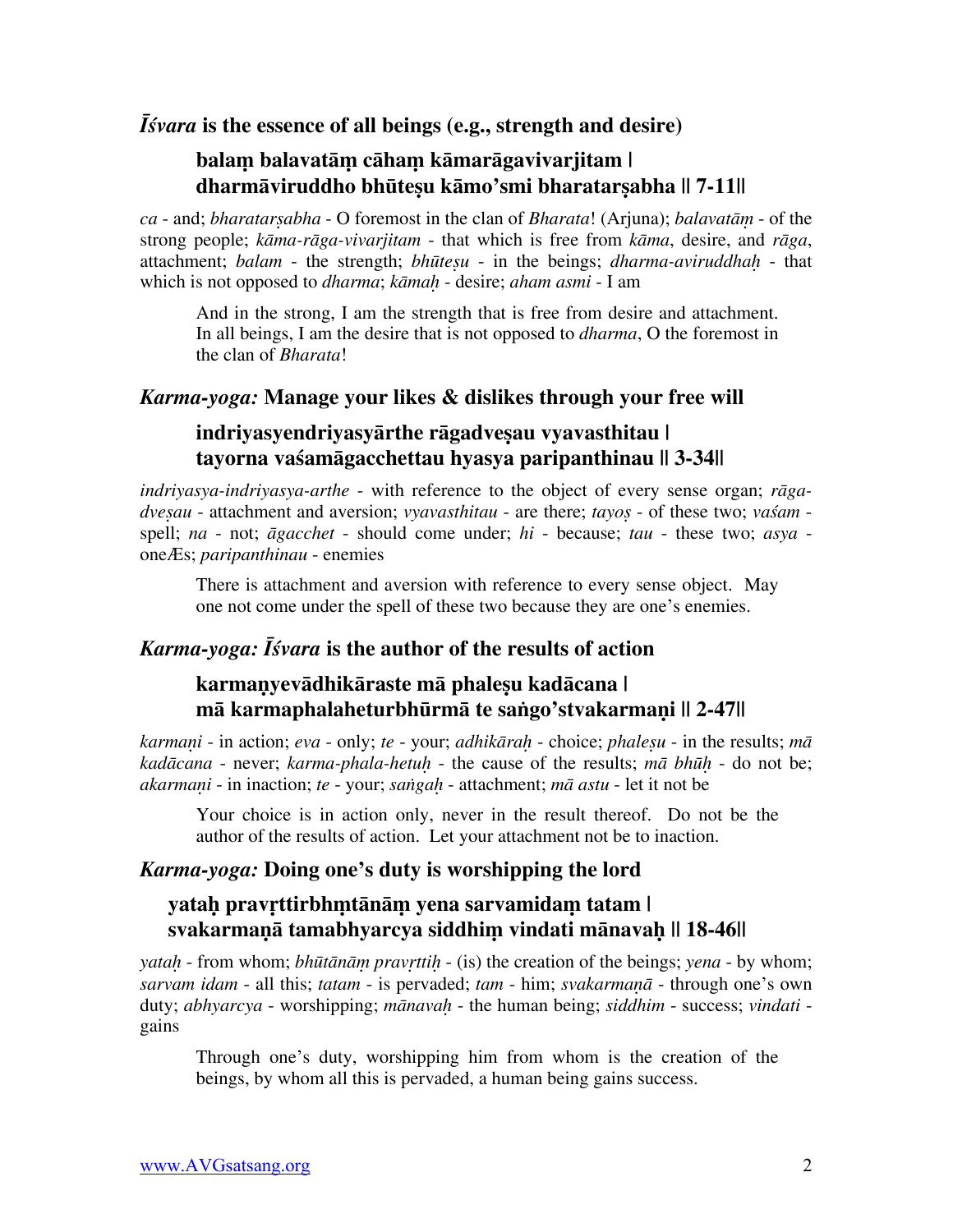### *Īśvara* is the essence of all beings (e.g., strength and desire)

**balaṃ balavatāṃ cāhaṃ kāmarāgavivarjitam |**
**dharmāviruddho bhūteṣu kāmo'smi bharatarṣabha || 7-11||**

*ca* - and; *bharatarṣabha* - O foremost in the clan of *Bharata*! (Arjuna); *balavatāṃ* - of the strong people; *kāma-rāga-vivarjitam* - that which is free from *kāma*, desire, and *rāga*, attachment; *balam* - the strength; *bhūteṣu* - in the beings; *dharma-aviruddhaḥ* - that which is not opposed to *dharma*; *kāmaḥ* - desire; *aham asmi* - I am

> And in the strong, I am the strength that is free from desire and attachment. In all beings, I am the desire that is not opposed to *dharma*, O the foremost in the clan of *Bharata*!

### *Karma-yoga:* Manage your likes & dislikes through your free will

**indriyasyendriyasyārthe rāgadveṣau vyavasthitau |**
**tayorna vaśamāgacchettau hyasya paripanthinau || 3-34||**

*indriyasya-indriyasya-arthe* - with reference to the object of every sense organ; *rāga-dveṣau* - attachment and aversion; *vyavasthitau* - are there; *tayoṣ* - of these two; *vaśam* - spell; *na* - not; *āgacchet* - should come under; *hi* - because; *tau* - these two; *asya* - oneÆs; *paripanthinau* - enemies

> There is attachment and aversion with reference to every sense object. May one not come under the spell of these two because they are one's enemies.

### *Karma-yoga: Īśvara* is the author of the results of action

**karmaṇyevādhikāraste mā phaleṣu kadācana |**
**mā karmaphalaheturbhūrmā te saṅgo'stvakarmaṇi || 2-47||**

*karmaṇi* - in action; *eva* - only; *te* - your; *adhikāraḥ* - choice; *phaleṣu* - in the results; *mā kadācana* - never; *karma-phala-hetuḥ* - the cause of the results; *mā bhūḥ* - do not be; *akarmaṇi* - in inaction; *te* - your; *saṅgaḥ* - attachment; *mā astu* - let it not be

> Your choice is in action only, never in the result thereof. Do not be the author of the results of action. Let your attachment not be to inaction.

### *Karma-yoga:* Doing one's duty is worshipping the lord

**yataḥ pravṛttirbhṃtānāṃ yena sarvamidaṃ tatam |**
**svakarmaṇā tamabhyarcya siddhiṃ vindati mānavaḥ || 18-46||**

*yataḥ* - from whom; *bhūtānāṃ pravṛttiḥ* - (is) the creation of the beings; *yena* - by whom; *sarvam idam* - all this; *tatam* - is pervaded; *tam* - him; *svakarmaṇā* - through one's own duty; *abhyarcya* - worshipping; *mānavaḥ* - the human being; *siddhim* - success; *vindati* - gains

> Through one's duty, worshipping him from whom is the creation of the beings, by whom all this is pervaded, a human being gains success.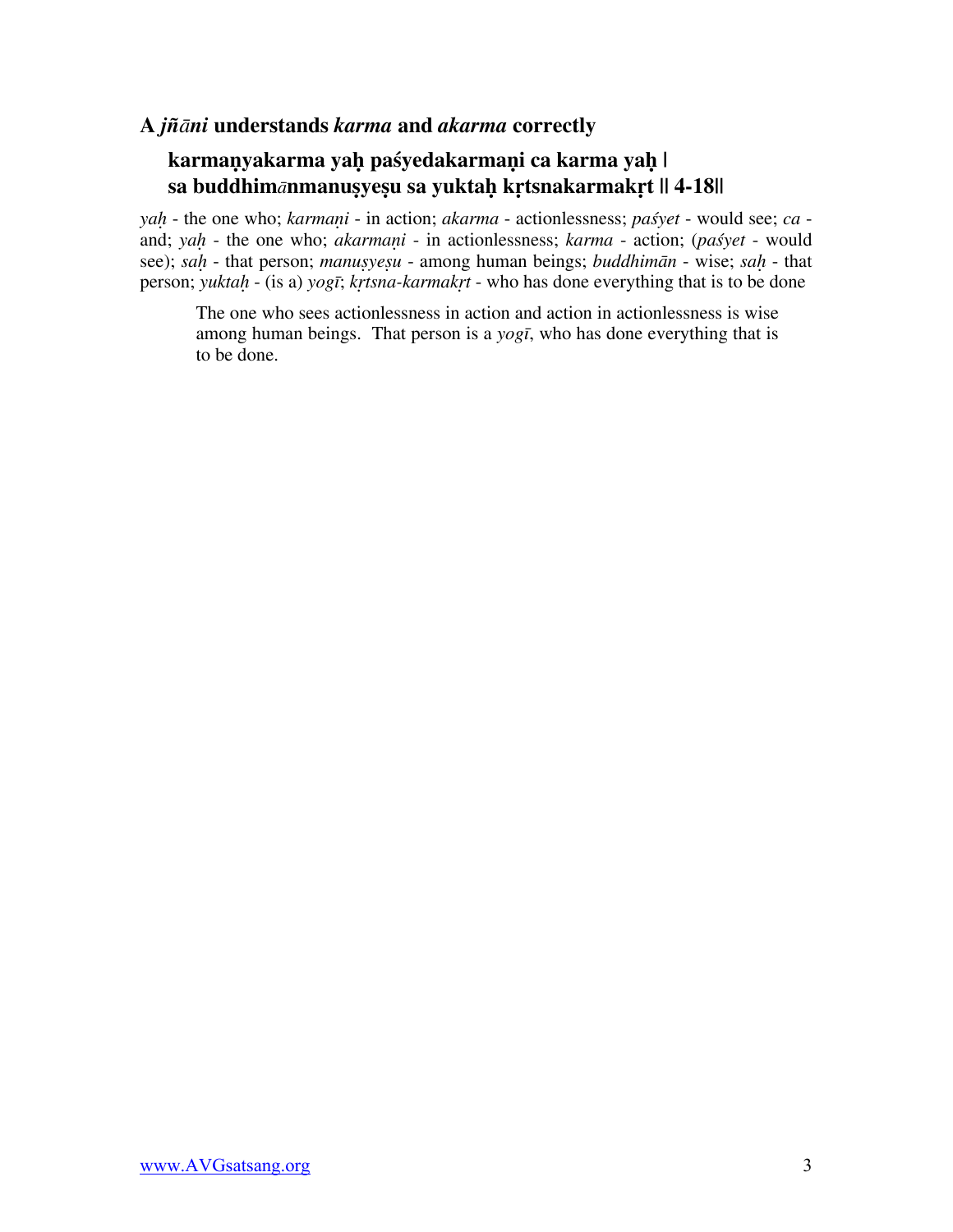### A *jñāni* understands *karma* and *akarma* correctly

> **karmaṇyakarma yaḥ paśyedakarmaṇi ca karma yaḥ |**
> **sa buddhimānmanuṣyeṣu sa yuktaḥ kṛtsnakarmakṛt || 4-18||**

*yaḥ* - the one who; *karmaṇi* - in action; *akarma* - actionlessness; *paśyet* - would see; *ca* - and; *yaḥ* - the one who; *akarmaṇi* - in actionlessness; *karma* - action; (*paśyet* - would see); *saḥ* - that person; *manuṣyeṣu* - among human beings; *buddhimān* - wise; *saḥ* - that person; *yuktaḥ* - (is a) *yogī*; *kṛtsna-karmakṛt* - who has done everything that is to be done

> The one who sees actionlessness in action and action in actionlessness is wise among human beings. That person is a *yogī*, who has done everything that is to be done.